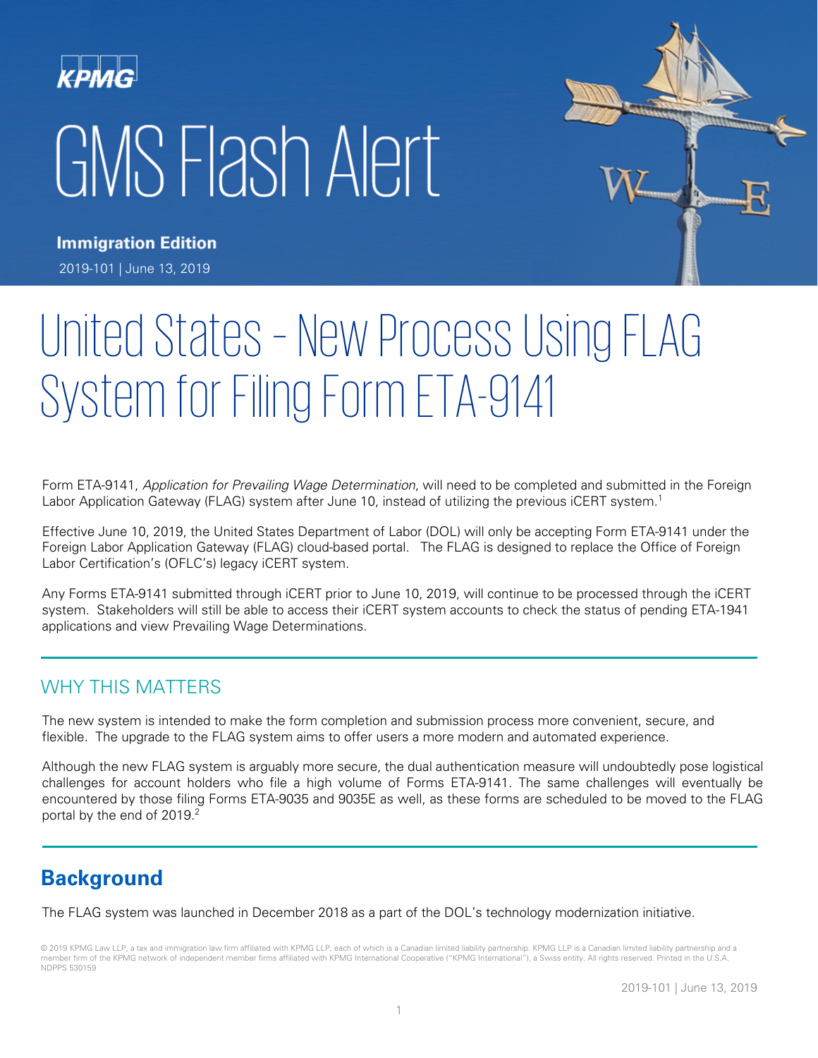KPMG

# GMS Flash Alert

**Immigration Edition**

2019-101 | June 13, 2019

# United States – New Process Using FLAG System for Filing Form ETA-9141

Form ETA-9141, *Application for Prevailing Wage Determination*, will need to be completed and submitted in the Foreign Labor Application Gateway (FLAG) system after June 10, instead of utilizing the previous iCERT system.[1]

Effective June 10, 2019, the United States Department of Labor (DOL) will only be accepting Form ETA-9141 under the Foreign Labor Application Gateway (FLAG) cloud-based portal. The FLAG is designed to replace the Office of Foreign Labor Certification's (OFLC's) legacy iCERT system.

Any Forms ETA-9141 submitted through iCERT prior to June 10, 2019, will continue to be processed through the iCERT system. Stakeholders will still be able to access their iCERT system accounts to check the status of pending ETA-1941 applications and view Prevailing Wage Determinations.

## WHY THIS MATTERS

The new system is intended to make the form completion and submission process more convenient, secure, and flexible. The upgrade to the FLAG system aims to offer users a more modern and automated experience.

Although the new FLAG system is arguably more secure, the dual authentication measure will undoubtedly pose logistical challenges for account holders who file a high volume of Forms ETA-9141. The same challenges will eventually be encountered by those filing Forms ETA-9035 and 9035E as well, as these forms are scheduled to be moved to the FLAG portal by the end of 2019.[2]

## Background

The FLAG system was launched in December 2018 as a part of the DOL's technology modernization initiative.

© 2019 KPMG Law LLP, a tax and immigration law firm affiliated with KPMG LLP, each of which is a Canadian limited liability partnership. KPMG LLP is a Canadian limited liability partnership and a member firm of the KPMG network of independent member firms affiliated with KPMG International Cooperative ("KPMG International"), a Swiss entity. All rights reserved. Printed in the U.S.A. NDPPS 530159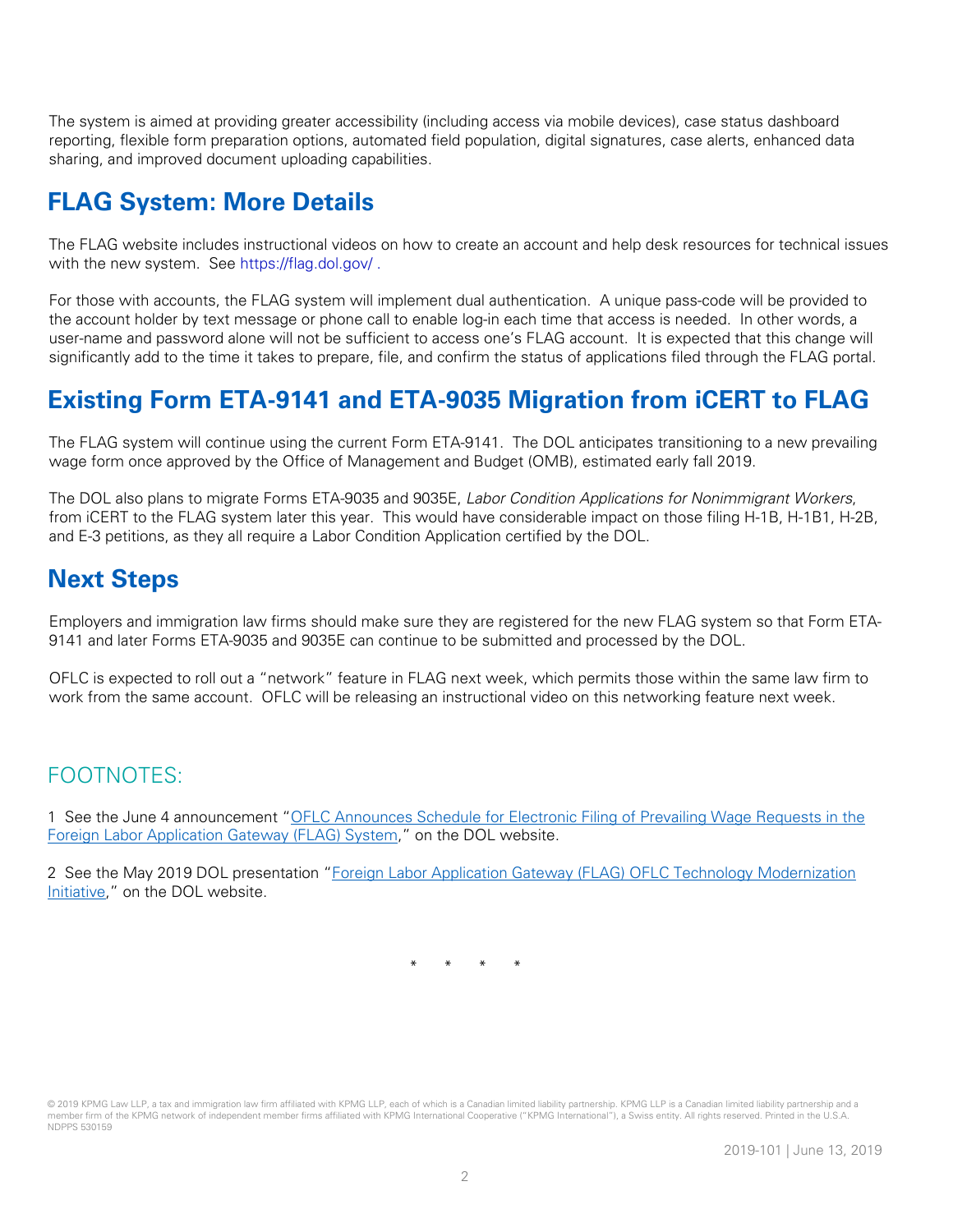The system is aimed at providing greater accessibility (including access via mobile devices), case status dashboard reporting, flexible form preparation options, automated field population, digital signatures, case alerts, enhanced data sharing, and improved document uploading capabilities.

## FLAG System: More Details

The FLAG website includes instructional videos on how to create an account and help desk resources for technical issues with the new system. See https://flag.dol.gov/ .

For those with accounts, the FLAG system will implement dual authentication. A unique pass-code will be provided to the account holder by text message or phone call to enable log-in each time that access is needed. In other words, a user-name and password alone will not be sufficient to access one's FLAG account. It is expected that this change will significantly add to the time it takes to prepare, file, and confirm the status of applications filed through the FLAG portal.

## Existing Form ETA-9141 and ETA-9035 Migration from iCERT to FLAG

The FLAG system will continue using the current Form ETA-9141. The DOL anticipates transitioning to a new prevailing wage form once approved by the Office of Management and Budget (OMB), estimated early fall 2019.

The DOL also plans to migrate Forms ETA-9035 and 9035E, *Labor Condition Applications for Nonimmigrant Workers*, from iCERT to the FLAG system later this year. This would have considerable impact on those filing H-1B, H-1B1, H-2B, and E-3 petitions, as they all require a Labor Condition Application certified by the DOL.

## Next Steps

Employers and immigration law firms should make sure they are registered for the new FLAG system so that Form ETA-9141 and later Forms ETA-9035 and 9035E can continue to be submitted and processed by the DOL.

OFLC is expected to roll out a "network" feature in FLAG next week, which permits those within the same law firm to work from the same account. OFLC will be releasing an instructional video on this networking feature next week.

## FOOTNOTES:

1 See the June 4 announcement "OFLC Announces Schedule for Electronic Filing of Prevailing Wage Requests in the Foreign Labor Application Gateway (FLAG) System," on the DOL website.

2 See the May 2019 DOL presentation "Foreign Labor Application Gateway (FLAG) OFLC Technology Modernization Initiative," on the DOL website.

\* \* \* \*

© 2019 KPMG Law LLP, a tax and immigration law firm affiliated with KPMG LLP, each of which is a Canadian limited liability partnership. KPMG LLP is a Canadian limited liability partnership and a member firm of the KPMG network of independent member firms affiliated with KPMG International Cooperative ("KPMG International"), a Swiss entity. All rights reserved. Printed in the U.S.A. NDPPS 530159

2019-101 | June 13, 2019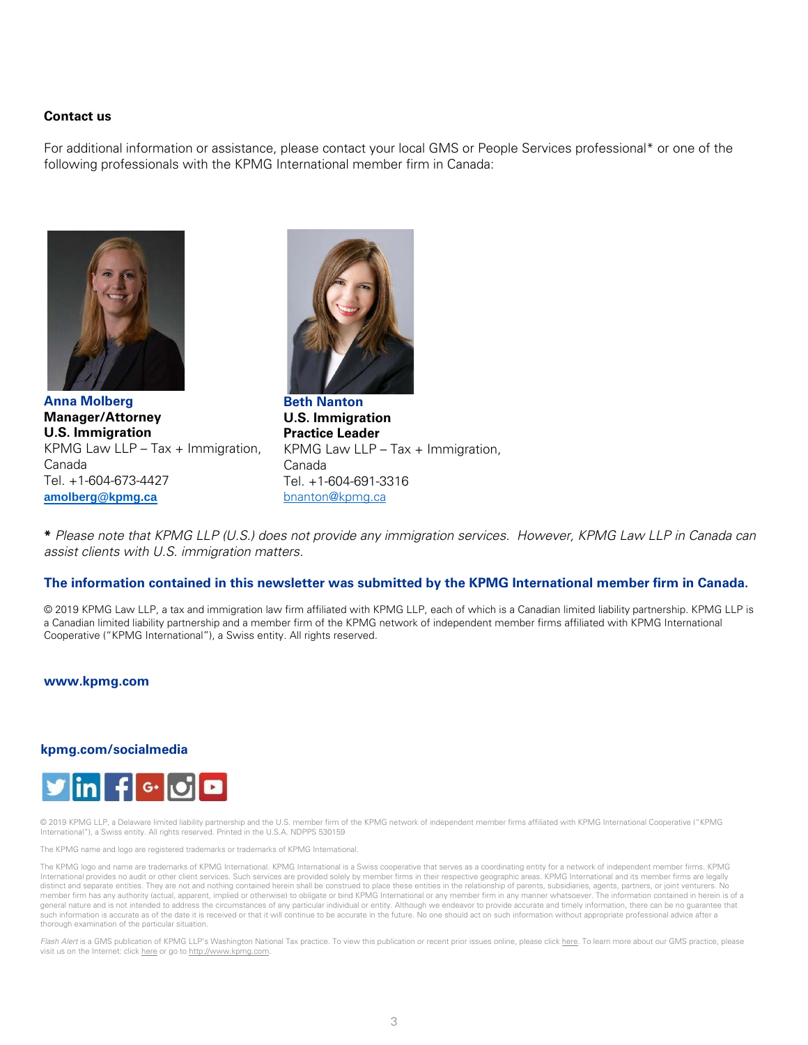**Contact us**

For additional information or assistance, please contact your local GMS or People Services professional* or one of the following professionals with the KPMG International member firm in Canada:

**Anna Molberg**
**Manager/Attorney**
**U.S. Immigration**
KPMG Law LLP – Tax + Immigration, Canada
Tel. +1-604-673-4427
**amolberg@kpmg.ca**

**Beth Nanton**
**U.S. Immigration**
**Practice Leader**
KPMG Law LLP – Tax + Immigration, Canada
Tel. +1-604-691-3316
bnanton@kpmg.ca

***** *Please note that KPMG LLP (U.S.) does not provide any immigration services. However, KPMG Law LLP in Canada can assist clients with U.S. immigration matters.*

**The information contained in this newsletter was submitted by the KPMG International member firm in Canada.**

© 2019 KPMG Law LLP, a tax and immigration law firm affiliated with KPMG LLP, each of which is a Canadian limited liability partnership. KPMG LLP is a Canadian limited liability partnership and a member firm of the KPMG network of independent member firms affiliated with KPMG International Cooperative ("KPMG International"), a Swiss entity. All rights reserved.

**www.kpmg.com**

**kpmg.com/socialmedia**

© 2019 KPMG LLP, a Delaware limited liability partnership and the U.S. member firm of the KPMG network of independent member firms affiliated with KPMG International Cooperative ("KPMG International"), a Swiss entity. All rights reserved. Printed in the U.S.A. NDPPS 530159

The KPMG name and logo are registered trademarks or trademarks of KPMG International.

The KPMG logo and name are trademarks of KPMG International. KPMG International is a Swiss cooperative that serves as a coordinating entity for a network of independent member firms. KPMG International provides no audit or other client services. Such services are provided solely by member firms in their respective geographic areas. KPMG International and its member firms are legally distinct and separate entities. They are not and nothing contained herein shall be construed to place these entities in the relationship of parents, subsidiaries, agents, partners, or joint venturers. No member firm has any authority (actual, apparent, implied or otherwise) to obligate or bind KPMG International or any member firm in any manner whatsoever. The information contained in herein is of a general nature and is not intended to address the circumstances of any particular individual or entity. Although we endeavor to provide accurate and timely information, there can be no guarantee that such information is accurate as of the date it is received or that it will continue to be accurate in the future. No one should act on such information without appropriate professional advice after a thorough examination of the particular situation.

*Flash Alert* is a GMS publication of KPMG LLP's Washington National Tax practice. To view this publication or recent prior issues online, please click here. To learn more about our GMS practice, please visit us on the Internet: click here or go to http://www.kpmg.com.